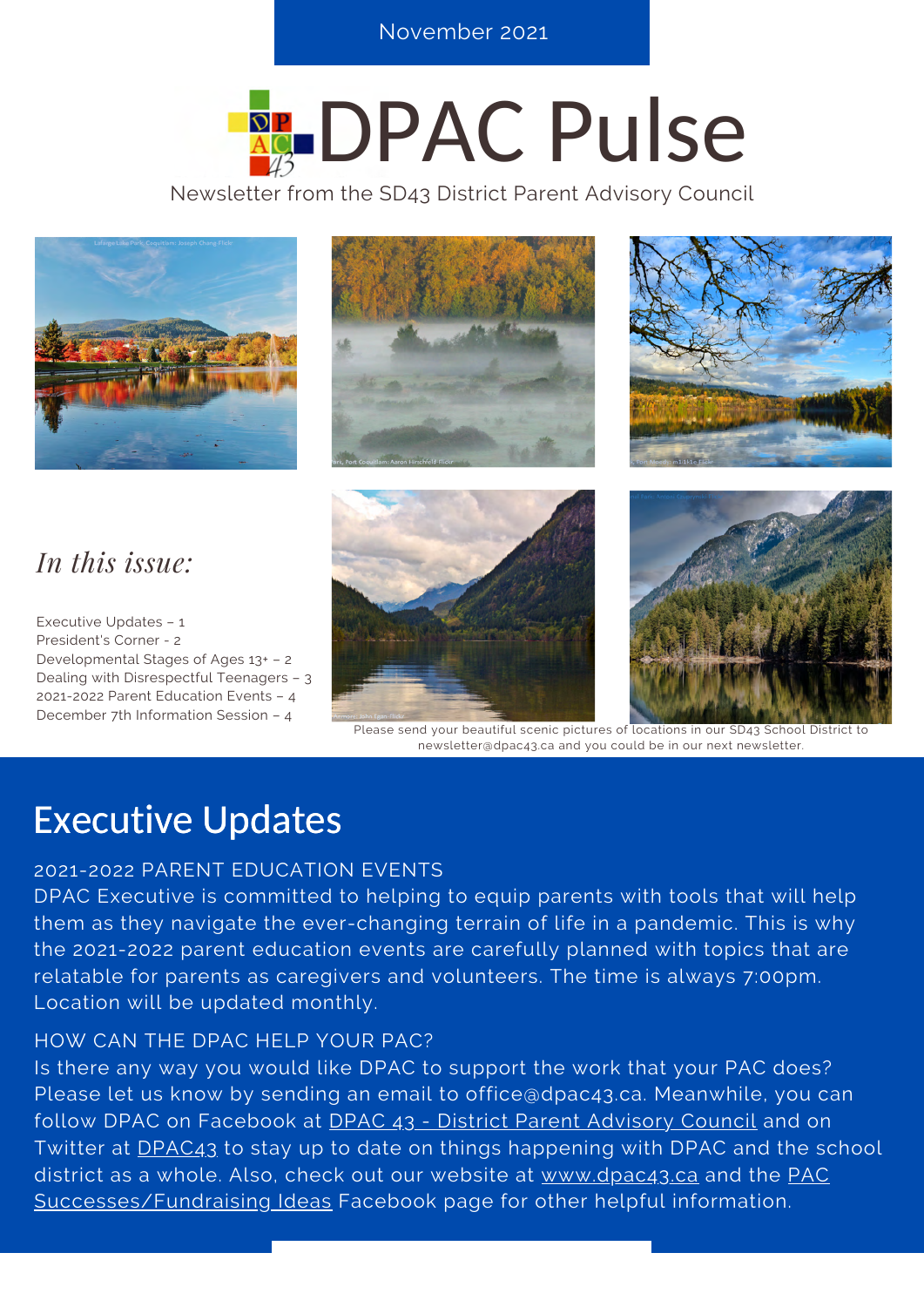November 2021

# DPAC Pulse

Newsletter from the SD43 District Parent Advisory Council

*In this issue:*

Executive Updates – 1
President's Corner - 2
Developmental Stages of Ages 13+ – 2
Dealing with Disrespectful Teenagers – 3
2021-2022 Parent Education Events – 4
December 7th Information Session – 4

Please send your beautiful scenic pictures of locations in our SD43 School District to newsletter@dpac43.ca and you could be in our next newsletter.

## Executive Updates

2021-2022 PARENT EDUCATION EVENTS

DPAC Executive is committed to helping to equip parents with tools that will help them as they navigate the ever-changing terrain of life in a pandemic. This is why the 2021-2022 parent education events are carefully planned with topics that are relatable for parents as caregivers and volunteers. The time is always 7:00pm. Location will be updated monthly.

HOW CAN THE DPAC HELP YOUR PAC?

Is there any way you would like DPAC to support the work that your PAC does? Please let us know by sending an email to office@dpac43.ca. Meanwhile, you can follow DPAC on Facebook at DPAC 43 - District Parent Advisory Council and on Twitter at DPAC43 to stay up to date on things happening with DPAC and the school district as a whole. Also, check out our website at www.dpac43.ca and the PAC Successes/Fundraising Ideas Facebook page for other helpful information.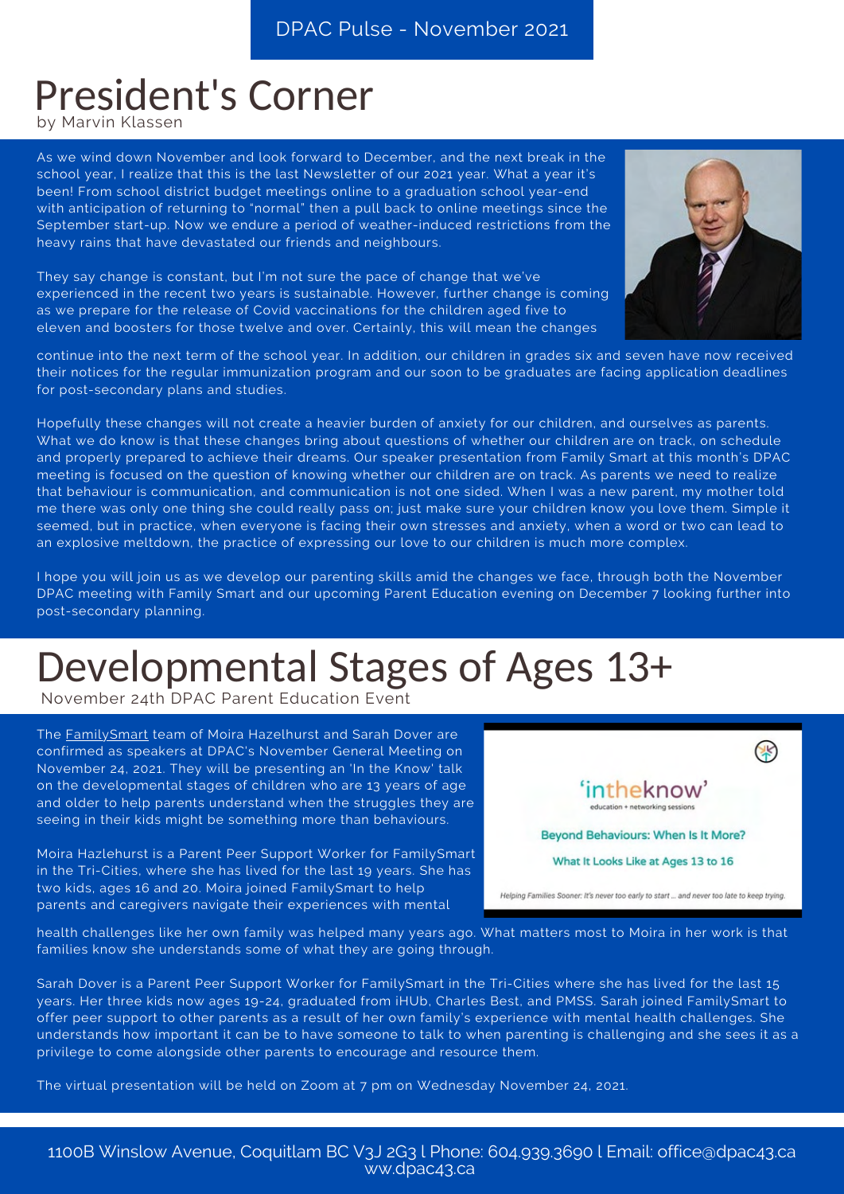DPAC Pulse - November 2021

# President's Corner

by Marvin Klassen

As we wind down November and look forward to December, and the next break in the school year, I realize that this is the last Newsletter of our 2021 year. What a year it's been! From school district budget meetings online to a graduation school year-end with anticipation of returning to "normal" then a pull back to online meetings since the September start-up. Now we endure a period of weather-induced restrictions from the heavy rains that have devastated our friends and neighbours.

They say change is constant, but I'm not sure the pace of change that we've experienced in the recent two years is sustainable. However, further change is coming as we prepare for the release of Covid vaccinations for the children aged five to eleven and boosters for those twelve and over. Certainly, this will mean the changes continue into the next term of the school year. In addition, our children in grades six and seven have now received their notices for the regular immunization program and our soon to be graduates are facing application deadlines for post-secondary plans and studies.

Hopefully these changes will not create a heavier burden of anxiety for our children, and ourselves as parents. What we do know is that these changes bring about questions of whether our children are on track, on schedule and properly prepared to achieve their dreams. Our speaker presentation from Family Smart at this month's DPAC meeting is focused on the question of knowing whether our children are on track. As parents we need to realize that behaviour is communication, and communication is not one sided. When I was a new parent, my mother told me there was only one thing she could really pass on; just make sure your children know you love them. Simple it seemed, but in practice, when everyone is facing their own stresses and anxiety, when a word or two can lead to an explosive meltdown, the practice of expressing our love to our children is much more complex.

I hope you will join us as we develop our parenting skills amid the changes we face, through both the November DPAC meeting with Family Smart and our upcoming Parent Education evening on December 7 looking further into post-secondary planning.

# Developmental Stages of Ages 13+

November 24th DPAC Parent Education Event

The FamilySmart team of Moira Hazelhurst and Sarah Dover are confirmed as speakers at DPAC's November General Meeting on November 24, 2021. They will be presenting an 'In the Know' talk on the developmental stages of children who are 13 years of age and older to help parents understand when the struggles they are seeing in their kids might be something more than behaviours.

'intheknow'
education + networking sessions

Beyond Behaviours: When Is It More?

What It Looks Like at Ages 13 to 16

Helping Families Sooner: It's never too early to start ... and never too late to keep trying.

Moira Hazlehurst is a Parent Peer Support Worker for FamilySmart in the Tri-Cities, where she has lived for the last 19 years. She has two kids, ages 16 and 20. Moira joined FamilySmart to help parents and caregivers navigate their experiences with mental health challenges like her own family was helped many years ago. What matters most to Moira in her work is that families know she understands some of what they are going through.

Sarah Dover is a Parent Peer Support Worker for FamilySmart in the Tri-Cities where she has lived for the last 15 years. Her three kids now ages 19-24, graduated from iHUb, Charles Best, and PMSS. Sarah joined FamilySmart to offer peer support to other parents as a result of her own family's experience with mental health challenges. She understands how important it can be to have someone to talk to when parenting is challenging and she sees it as a privilege to come alongside other parents to encourage and resource them.

The virtual presentation will be held on Zoom at 7 pm on Wednesday November 24, 2021.

1100B Winslow Avenue, Coquitlam BC V3J 2G3 l Phone: 604.939.3690 l Email: office@dpac43.ca ww.dpac43.ca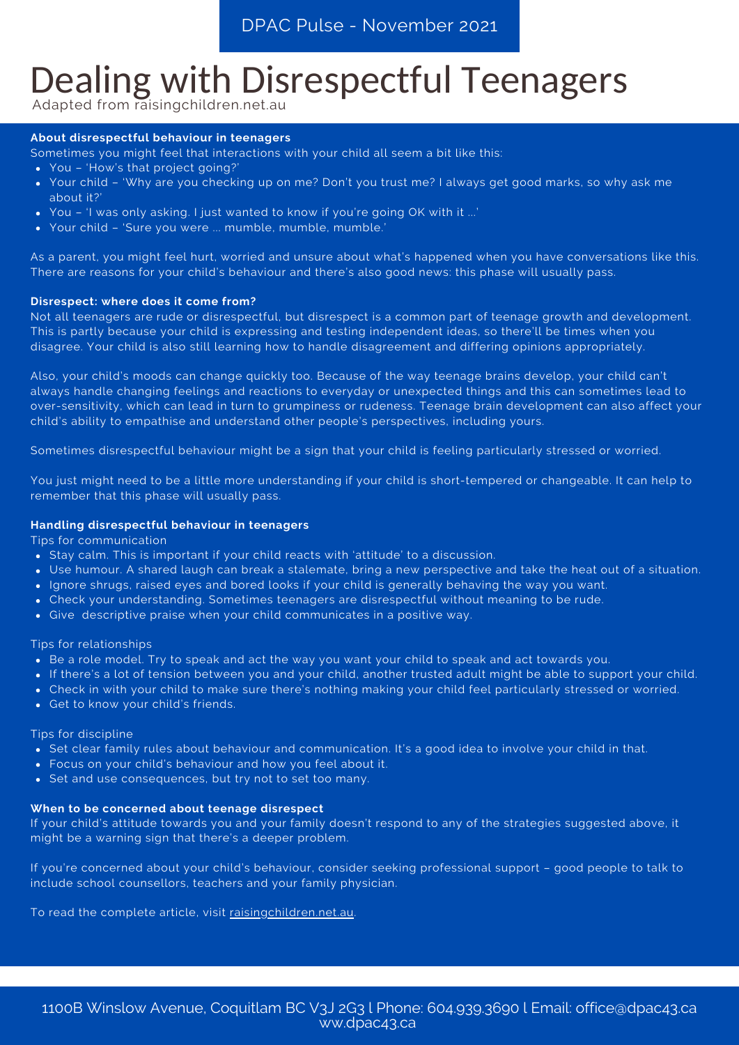DPAC Pulse - November 2021

# Dealing with Disrespectful Teenagers

Adapted from raisingchildren.net.au

**About disrespectful behaviour in teenagers**

Sometimes you might feel that interactions with your child all seem a bit like this:

- You – 'How's that project going?'
- Your child – 'Why are you checking up on me? Don't you trust me? I always get good marks, so why ask me about it?'
- You – 'I was only asking. I just wanted to know if you're going OK with it ...'
- Your child – 'Sure you were ... mumble, mumble, mumble.'

As a parent, you might feel hurt, worried and unsure about what's happened when you have conversations like this. There are reasons for your child's behaviour and there's also good news: this phase will usually pass.

**Disrespect: where does it come from?**

Not all teenagers are rude or disrespectful, but disrespect is a common part of teenage growth and development. This is partly because your child is expressing and testing independent ideas, so there'll be times when you disagree. Your child is also still learning how to handle disagreement and differing opinions appropriately.

Also, your child's moods can change quickly too. Because of the way teenage brains develop, your child can't always handle changing feelings and reactions to everyday or unexpected things and this can sometimes lead to over-sensitivity, which can lead in turn to grumpiness or rudeness. Teenage brain development can also affect your child's ability to empathise and understand other people's perspectives, including yours.

Sometimes disrespectful behaviour might be a sign that your child is feeling particularly stressed or worried.

You just might need to be a little more understanding if your child is short-tempered or changeable. It can help to remember that this phase will usually pass.

**Handling disrespectful behaviour in teenagers**

Tips for communication

- Stay calm. This is important if your child reacts with 'attitude' to a discussion.
- Use humour. A shared laugh can break a stalemate, bring a new perspective and take the heat out of a situation.
- Ignore shrugs, raised eyes and bored looks if your child is generally behaving the way you want.
- Check your understanding. Sometimes teenagers are disrespectful without meaning to be rude.
- Give descriptive praise when your child communicates in a positive way.

Tips for relationships

- Be a role model. Try to speak and act the way you want your child to speak and act towards you.
- If there's a lot of tension between you and your child, another trusted adult might be able to support your child.
- Check in with your child to make sure there's nothing making your child feel particularly stressed or worried.
- Get to know your child's friends.

Tips for discipline

- Set clear family rules about behaviour and communication. It's a good idea to involve your child in that.
- Focus on your child's behaviour and how you feel about it.
- Set and use consequences, but try not to set too many.

**When to be concerned about teenage disrespect**

If your child's attitude towards you and your family doesn't respond to any of the strategies suggested above, it might be a warning sign that there's a deeper problem.

If you're concerned about your child's behaviour, consider seeking professional support – good people to talk to include school counsellors, teachers and your family physician.

To read the complete article, visit raisingchildren.net.au.

1100B Winslow Avenue, Coquitlam BC V3J 2G3 l Phone: 604.939.3690 l Email: office@dpac43.ca ww.dpac43.ca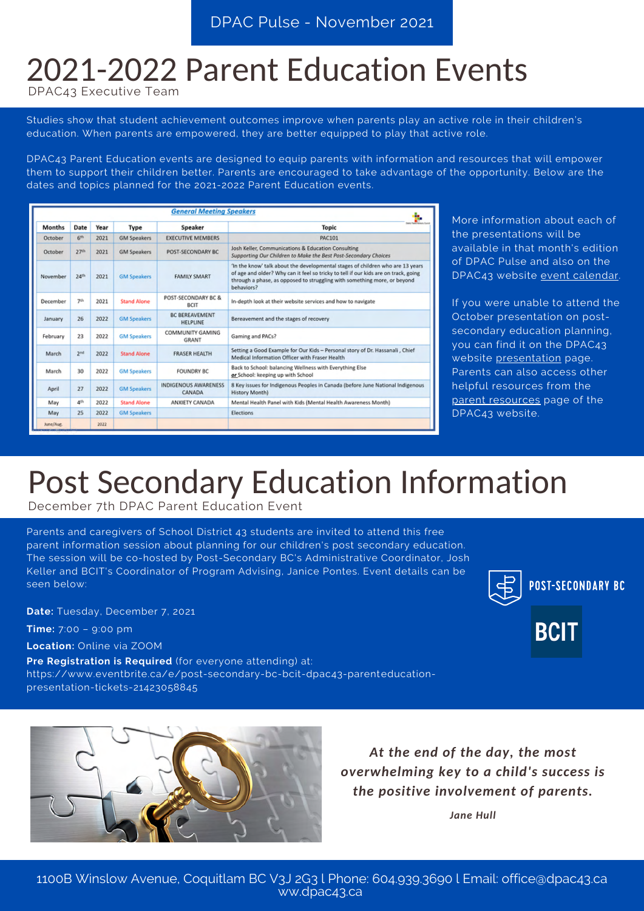DPAC Pulse - November 2021

# 2021-2022 Parent Education Events

DPAC43 Executive Team

Studies show that student achievement outcomes improve when parents play an active role in their children's education. When parents are empowered, they are better equipped to play that active role.

DPAC43 Parent Education events are designed to equip parents with information and resources that will empower them to support their children better. Parents are encouraged to take advantage of the opportunity. Below are the dates and topics planned for the 2021-2022 Parent Education events.

**General Meeting Speakers**

| Months | Date | Year | Type | Speaker | Topic |
|---|---|---|---|---|---|
| October | 6th | 2021 | GM Speakers | EXECUTIVE MEMBERS | PAC101 |
| October | 27th | 2021 | GM Speakers | POST-SECONDARY BC | Josh Keller, Communications & Education Consulting *Supporting Our Children to Make the Best Post-Secondary Choices* |
| November | 24th | 2021 | GM Speakers | FAMILY SMART | 'In the know' talk about the developmental stages of children who are 13 years of age and older? Why can it feel so tricky to tell if our kids are on track, going through a phase, as opposed to struggling with something more, or beyond behaviors? |
| December | 7th | 2021 | Stand Alone | POST-SECONDARY BC & BCIT | In-depth look at their website services and how to navigate |
| January | 26 | 2022 | GM Speakers | BC BEREAVEMENT HELPLINE | Bereavement and the stages of recovery |
| February | 23 | 2022 | GM Speakers | COMMUNITY GAMING GRANT | Gaming and PACs? |
| March | 2nd | 2022 | Stand Alone | FRASER HEALTH | Setting a Good Example for Our Kids – Personal story of Dr. Hassanali, Chief Medical Information Officer with Fraser Health |
| March | 30 | 2022 | GM Speakers | FOUNDRY BC | Back to School: balancing Wellness with Everything Else **or** School: keeping up with School |
| April | 27 | 2022 | GM Speakers | INDIGENOUS AWARENESS CANADA | 8 Key issues for Indigenous Peoples in Canada (before June National Indigenous History Month) |
| May | 4th | 2022 | Stand Alone | ANXIETY CANADA | Mental Health Panel with Kids (Mental Health Awareness Month) |
| May | 25 | 2022 | GM Speakers | | Elections |
| June/Aug. | | 2022 | | | |

More information about each of the presentations will be available in that month's edition of DPAC Pulse and also on the DPAC43 website event calendar.

If you were unable to attend the October presentation on post-secondary education planning, you can find it on the DPAC43 website presentation page. Parents can also access other helpful resources from the parent resources page of the DPAC43 website.

# Post Secondary Education Information

December 7th DPAC Parent Education Event

Parents and caregivers of School District 43 students are invited to attend this free parent information session about planning for our children's post secondary education. The session will be co-hosted by Post-Secondary BC's Administrative Coordinator, Josh Keller and BCIT's Coordinator of Program Advising, Janice Pontes. Event details can be seen below:

**Date:** Tuesday, December 7, 2021

**Time:** 7:00 – 9:00 pm

**Location:** Online via ZOOM

**Pre Registration is Required** (for everyone attending) at: https://www.eventbrite.ca/e/post-secondary-bc-bcit-dpac43-parenteducation-presentation-tickets-21423058845

POST-SECONDARY BC

BCIT

***At the end of the day, the most overwhelming key to a child's success is the positive involvement of parents.***

***Jane Hull***

1100B Winslow Avenue, Coquitlam BC V3J 2G3 l Phone: 604.939.3690 l Email: office@dpac43.ca
ww.dpac43.ca